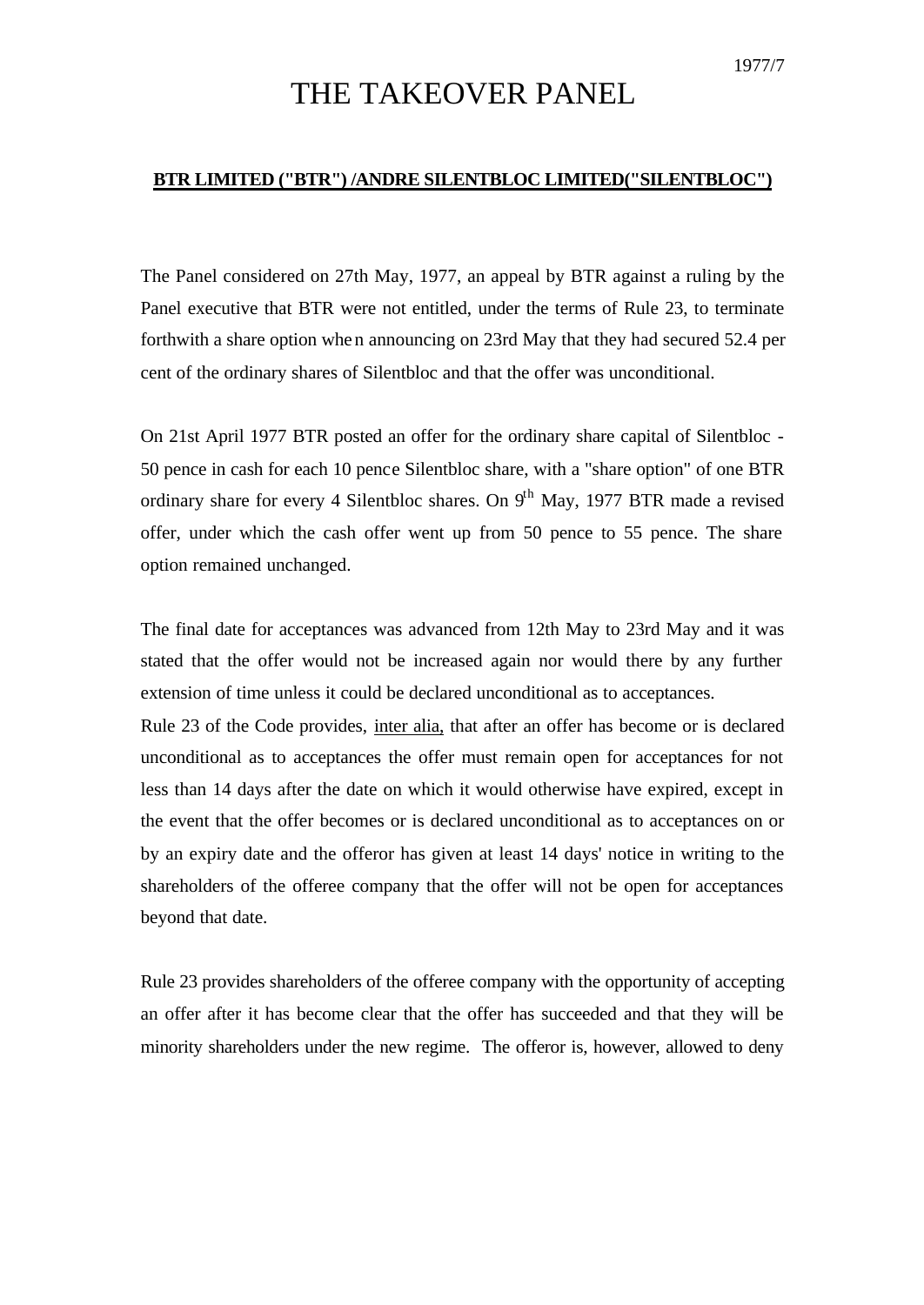# THE TAKEOVER PANEL

1977/7

**BTR LIMITED ("BTR") /ANDRE SILENTBLOC LIMITED("SILENTBLOC")**

The Panel considered on 27th May, 1977, an appeal by BTR against a ruling by the Panel executive that BTR were not entitled, under the terms of Rule 23, to terminate forthwith a share option when announcing on 23rd May that they had secured 52.4 per cent of the ordinary shares of Silentbloc and that the offer was unconditional.

On 21st April 1977 BTR posted an offer for the ordinary share capital of Silentbloc - 50 pence in cash for each 10 pence Silentbloc share, with a "share option" of one BTR ordinary share for every 4 Silentbloc shares. On 9th May, 1977 BTR made a revised offer, under which the cash offer went up from 50 pence to 55 pence. The share option remained unchanged.

The final date for acceptances was advanced from 12th May to 23rd May and it was stated that the offer would not be increased again nor would there by any further extension of time unless it could be declared unconditional as to acceptances.

Rule 23 of the Code provides, inter alia, that after an offer has become or is declared unconditional as to acceptances the offer must remain open for acceptances for not less than 14 days after the date on which it would otherwise have expired, except in the event that the offer becomes or is declared unconditional as to acceptances on or by an expiry date and the offeror has given at least 14 days' notice in writing to the shareholders of the offeree company that the offer will not be open for acceptances beyond that date.

Rule 23 provides shareholders of the offeree company with the opportunity of accepting an offer after it has become clear that the offer has succeeded and that they will be minority shareholders under the new regime. The offeror is, however, allowed to deny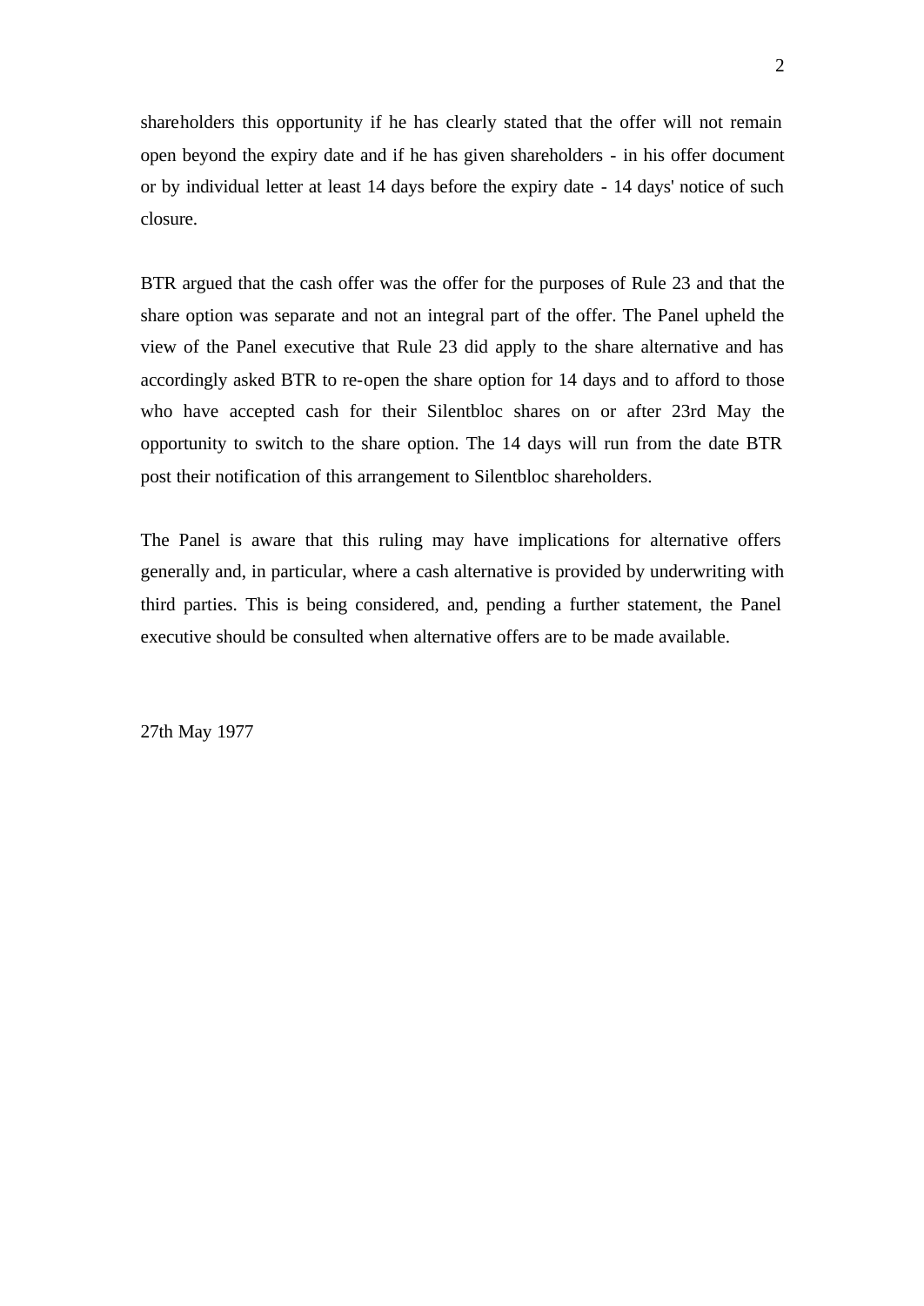shareholders this opportunity if he has clearly stated that the offer will not remain open beyond the expiry date and if he has given shareholders - in his offer document or by individual letter at least 14 days before the expiry date - 14 days' notice of such closure.

BTR argued that the cash offer was the offer for the purposes of Rule 23 and that the share option was separate and not an integral part of the offer. The Panel upheld the view of the Panel executive that Rule 23 did apply to the share alternative and has accordingly asked BTR to re-open the share option for 14 days and to afford to those who have accepted cash for their Silentbloc shares on or after 23rd May the opportunity to switch to the share option. The 14 days will run from the date BTR post their notification of this arrangement to Silentbloc shareholders.

The Panel is aware that this ruling may have implications for alternative offers generally and, in particular, where a cash alternative is provided by underwriting with third parties. This is being considered, and, pending a further statement, the Panel executive should be consulted when alternative offers are to be made available.

27th May 1977